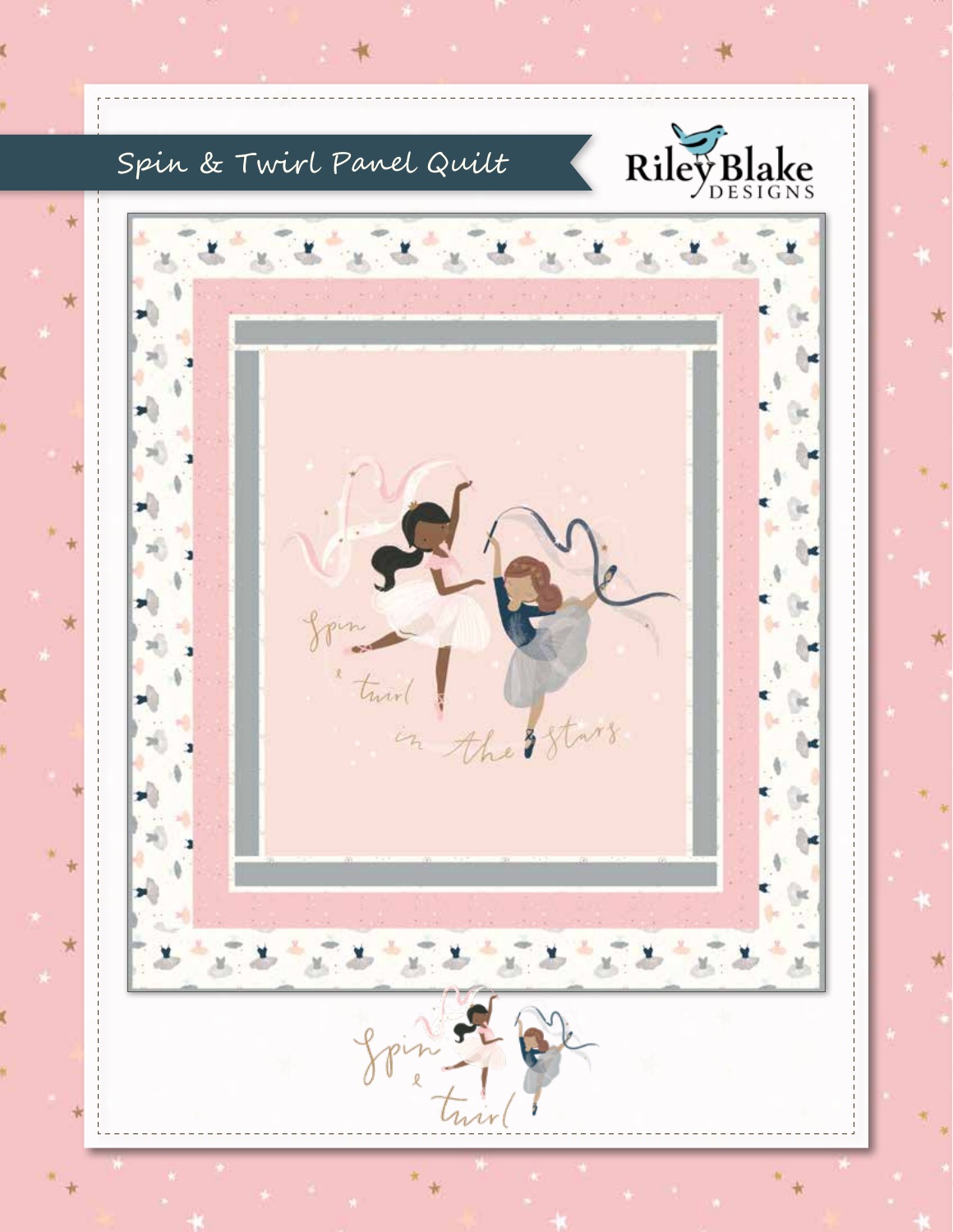# Spin & Twirl Panel Quilt

Riley Blake DESIGNS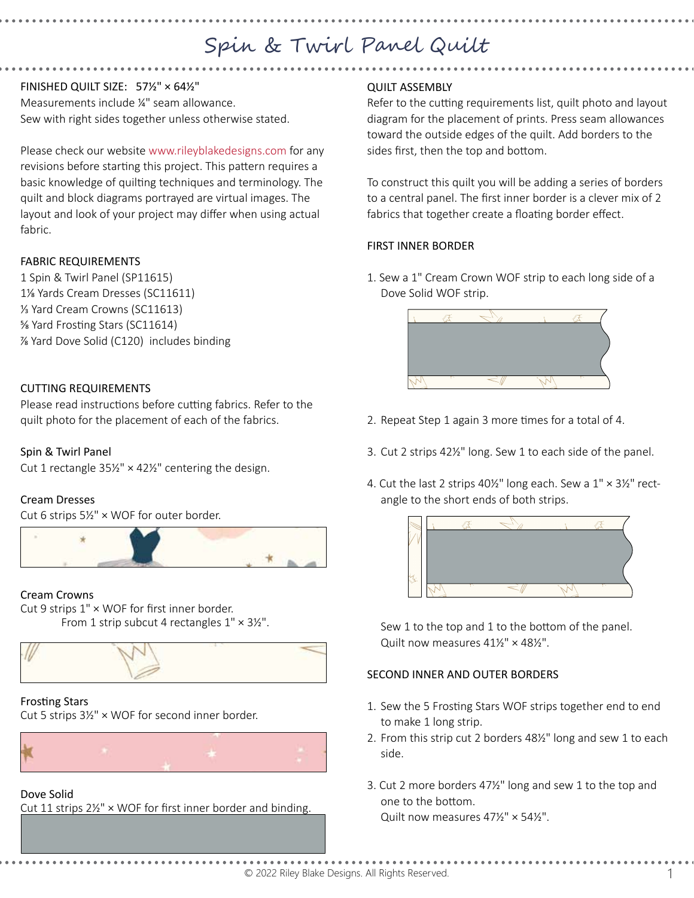# Spin & Twirl Panel Quilt

FINISHED QUILT SIZE: 57½" × 64½"
Measurements include ¼" seam allowance.
Sew with right sides together unless otherwise stated.

Please check our website www.rileyblakedesigns.com for any revisions before starting this project. This pattern requires a basic knowledge of quilting techniques and terminology. The quilt and block diagrams portrayed are virtual images. The layout and look of your project may differ when using actual fabric.

## FABRIC REQUIREMENTS

1 Spin & Twirl Panel (SP11615)
1⅛ Yards Cream Dresses (SC11611)
⅓ Yard Cream Crowns (SC11613)
⅝ Yard Frosting Stars (SC11614)
⅞ Yard Dove Solid (C120) includes binding

## CUTTING REQUIREMENTS

Please read instructions before cutting fabrics. Refer to the quilt photo for the placement of each of the fabrics.

### Spin & Twirl Panel

Cut 1 rectangle 35½" × 42½" centering the design.

### Cream Dresses

Cut 6 strips 5½" × WOF for outer border.

### Cream Crowns

Cut 9 strips 1" × WOF for first inner border.
From 1 strip subcut 4 rectangles 1" × 3½".

### Frosting Stars

Cut 5 strips 3½" × WOF for second inner border.

### Dove Solid

Cut 11 strips 2½" × WOF for first inner border and binding.

## QUILT ASSEMBLY

Refer to the cutting requirements list, quilt photo and layout diagram for the placement of prints. Press seam allowances toward the outside edges of the quilt. Add borders to the sides first, then the top and bottom.

To construct this quilt you will be adding a series of borders to a central panel. The first inner border is a clever mix of 2 fabrics that together create a floating border effect.

### FIRST INNER BORDER

1. Sew a 1" Cream Crown WOF strip to each long side of a Dove Solid WOF strip.
2. Repeat Step 1 again 3 more times for a total of 4.
3. Cut 2 strips 42½" long. Sew 1 to each side of the panel.
4. Cut the last 2 strips 40½" long each. Sew a 1" × 3½" rectangle to the short ends of both strips.

   Sew 1 to the top and 1 to the bottom of the panel.
   Quilt now measures 41½" × 48½".

### SECOND INNER AND OUTER BORDERS

1. Sew the 5 Frosting Stars WOF strips together end to end to make 1 long strip.
2. From this strip cut 2 borders 48½" long and sew 1 to each side.
3. Cut 2 more borders 47½" long and sew 1 to the top and one to the bottom.
   Quilt now measures 47½" × 54½".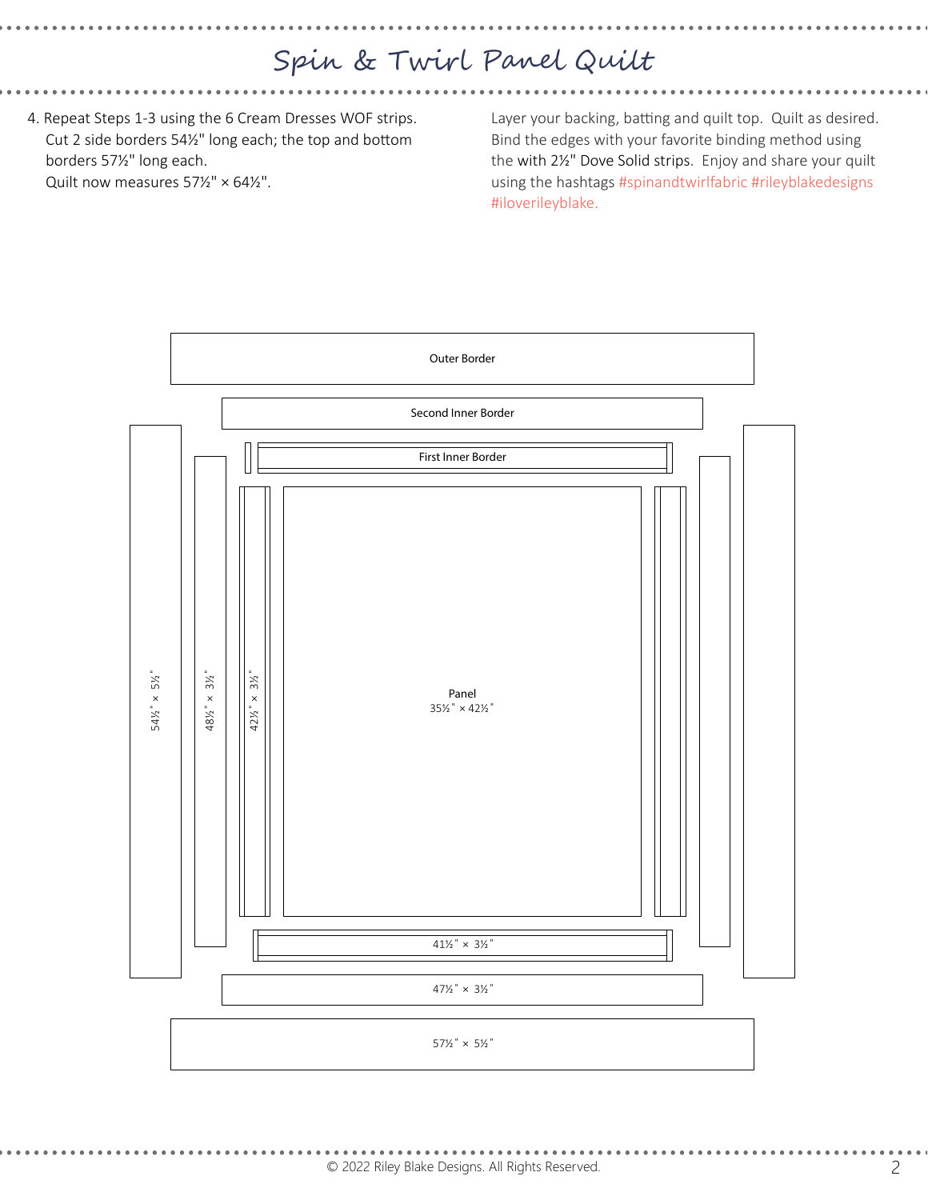4. Repeat Steps 1-3 using the 6 Cream Dresses WOF strips. Cut 2 side borders 54½" long each; the top and bottom borders 57½" long each.
   Quilt now measures 57½" × 64½".

Layer your backing, batting and quilt top. Quilt as desired. Bind the edges with your favorite binding method using the with 2½" Dove Solid strips. Enjoy and share your quilt using the hashtags #spinandtwirlfabric #rileyblakedesigns #iloverileyblake.

Outer Border

Second Inner Border

First Inner Border

54½" × 5½"

48½" × 3½"

42½" × 3½"

Panel
35½" × 42½"

41½" × 3½"

47½" × 3½"

57½" × 5½"

© 2022 Riley Blake Designs. All Rights Reserved.